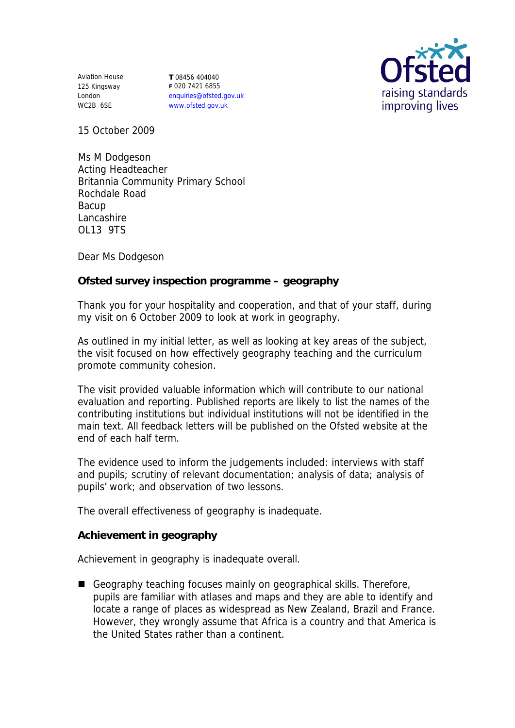Aviation House
125 Kingsway
London
WC2B 6SE

**T** 08456 404040
**F** 020 7421 6855
enquiries@ofsted.gov.uk
www.ofsted.gov.uk

Ofsted
raising standards
improving lives

15 October 2009

Ms M Dodgeson
Acting Headteacher
Britannia Community Primary School
Rochdale Road
Bacup
Lancashire
OL13 9TS

Dear Ms Dodgeson

**Ofsted survey inspection programme – geography**

Thank you for your hospitality and cooperation, and that of your staff, during my visit on 6 October 2009 to look at work in geography.

As outlined in my initial letter, as well as looking at key areas of the subject, the visit focused on how effectively geography teaching and the curriculum promote community cohesion.

The visit provided valuable information which will contribute to our national evaluation and reporting. Published reports are likely to list the names of the contributing institutions but individual institutions will not be identified in the main text. All feedback letters will be published on the Ofsted website at the end of each half term.

The evidence used to inform the judgements included: interviews with staff and pupils; scrutiny of relevant documentation; analysis of data; analysis of pupils' work; and observation of two lessons.

The overall effectiveness of geography is inadequate.

**Achievement in geography**

Achievement in geography is inadequate overall.

- Geography teaching focuses mainly on geographical skills. Therefore, pupils are familiar with atlases and maps and they are able to identify and locate a range of places as widespread as New Zealand, Brazil and France. However, they wrongly assume that Africa is a country and that America is the United States rather than a continent.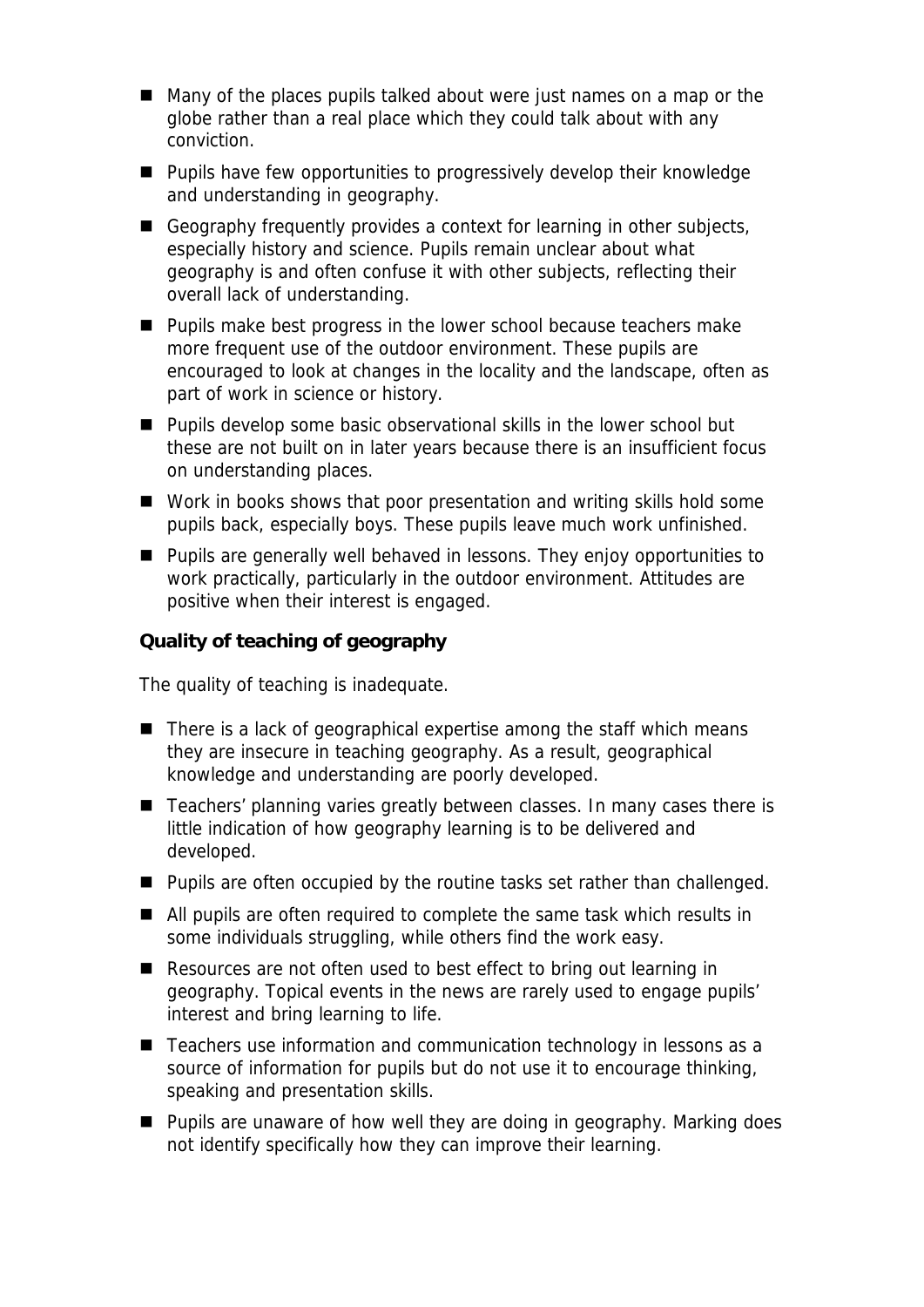- Many of the places pupils talked about were just names on a map or the globe rather than a real place which they could talk about with any conviction.
- Pupils have few opportunities to progressively develop their knowledge and understanding in geography.
- Geography frequently provides a context for learning in other subjects, especially history and science. Pupils remain unclear about what geography is and often confuse it with other subjects, reflecting their overall lack of understanding.
- Pupils make best progress in the lower school because teachers make more frequent use of the outdoor environment. These pupils are encouraged to look at changes in the locality and the landscape, often as part of work in science or history.
- Pupils develop some basic observational skills in the lower school but these are not built on in later years because there is an insufficient focus on understanding places.
- Work in books shows that poor presentation and writing skills hold some pupils back, especially boys. These pupils leave much work unfinished.
- Pupils are generally well behaved in lessons. They enjoy opportunities to work practically, particularly in the outdoor environment. Attitudes are positive when their interest is engaged.

**Quality of teaching of geography**

The quality of teaching is inadequate.

- There is a lack of geographical expertise among the staff which means they are insecure in teaching geography. As a result, geographical knowledge and understanding are poorly developed.
- Teachers' planning varies greatly between classes. In many cases there is little indication of how geography learning is to be delivered and developed.
- Pupils are often occupied by the routine tasks set rather than challenged.
- All pupils are often required to complete the same task which results in some individuals struggling, while others find the work easy.
- Resources are not often used to best effect to bring out learning in geography. Topical events in the news are rarely used to engage pupils' interest and bring learning to life.
- Teachers use information and communication technology in lessons as a source of information for pupils but do not use it to encourage thinking, speaking and presentation skills.
- Pupils are unaware of how well they are doing in geography. Marking does not identify specifically how they can improve their learning.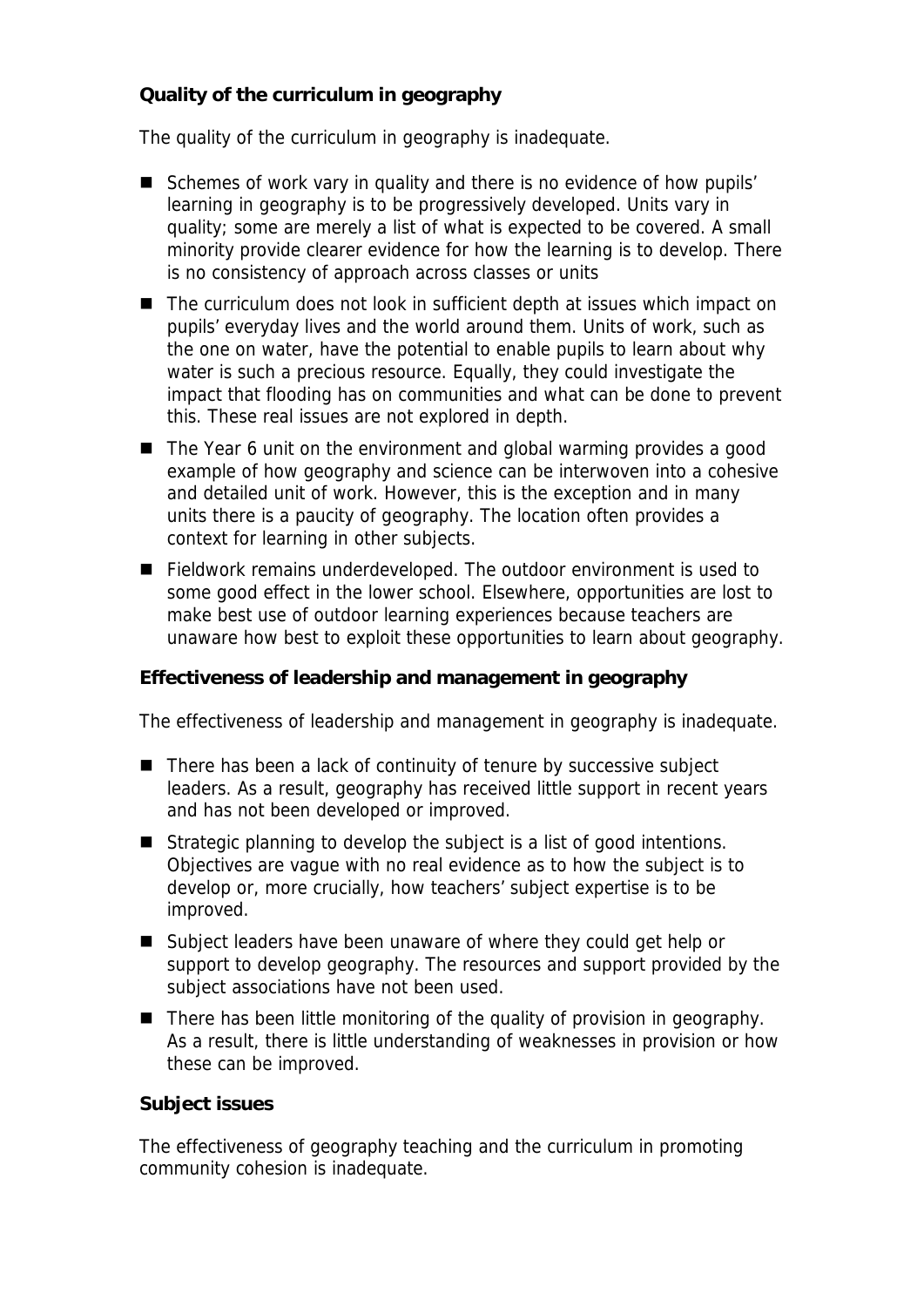**Quality of the curriculum in geography**

The quality of the curriculum in geography is inadequate.

- Schemes of work vary in quality and there is no evidence of how pupils' learning in geography is to be progressively developed. Units vary in quality; some are merely a list of what is expected to be covered. A small minority provide clearer evidence for how the learning is to develop. There is no consistency of approach across classes or units
- The curriculum does not look in sufficient depth at issues which impact on pupils' everyday lives and the world around them. Units of work, such as the one on water, have the potential to enable pupils to learn about why water is such a precious resource. Equally, they could investigate the impact that flooding has on communities and what can be done to prevent this. These real issues are not explored in depth.
- The Year 6 unit on the environment and global warming provides a good example of how geography and science can be interwoven into a cohesive and detailed unit of work. However, this is the exception and in many units there is a paucity of geography. The location often provides a context for learning in other subjects.
- Fieldwork remains underdeveloped. The outdoor environment is used to some good effect in the lower school. Elsewhere, opportunities are lost to make best use of outdoor learning experiences because teachers are unaware how best to exploit these opportunities to learn about geography.

**Effectiveness of leadership and management in geography**

The effectiveness of leadership and management in geography is inadequate.

- There has been a lack of continuity of tenure by successive subject leaders. As a result, geography has received little support in recent years and has not been developed or improved.
- Strategic planning to develop the subject is a list of good intentions. Objectives are vague with no real evidence as to how the subject is to develop or, more crucially, how teachers' subject expertise is to be improved.
- Subject leaders have been unaware of where they could get help or support to develop geography. The resources and support provided by the subject associations have not been used.
- There has been little monitoring of the quality of provision in geography. As a result, there is little understanding of weaknesses in provision or how these can be improved.

**Subject issues**

The effectiveness of geography teaching and the curriculum in promoting community cohesion is inadequate.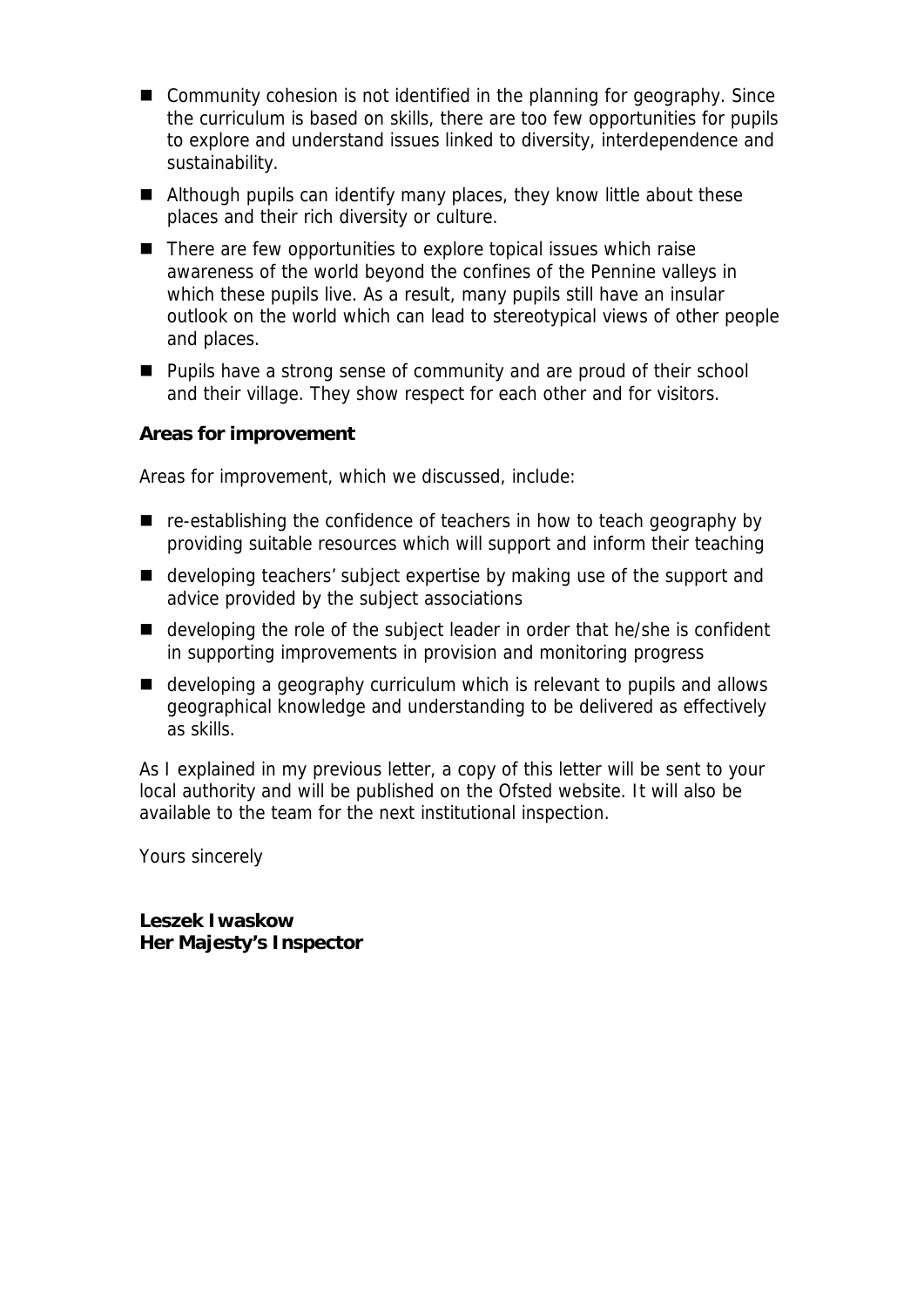- Community cohesion is not identified in the planning for geography. Since the curriculum is based on skills, there are too few opportunities for pupils to explore and understand issues linked to diversity, interdependence and sustainability.
- Although pupils can identify many places, they know little about these places and their rich diversity or culture.
- There are few opportunities to explore topical issues which raise awareness of the world beyond the confines of the Pennine valleys in which these pupils live. As a result, many pupils still have an insular outlook on the world which can lead to stereotypical views of other people and places.
- Pupils have a strong sense of community and are proud of their school and their village. They show respect for each other and for visitors.

**Areas for improvement**

Areas for improvement, which we discussed, include:

- re-establishing the confidence of teachers in how to teach geography by providing suitable resources which will support and inform their teaching
- developing teachers' subject expertise by making use of the support and advice provided by the subject associations
- developing the role of the subject leader in order that he/she is confident in supporting improvements in provision and monitoring progress
- developing a geography curriculum which is relevant to pupils and allows geographical knowledge and understanding to be delivered as effectively as skills.

As I explained in my previous letter, a copy of this letter will be sent to your local authority and will be published on the Ofsted website. It will also be available to the team for the next institutional inspection.

Yours sincerely

**Leszek Iwaskow**
**Her Majesty's Inspector**